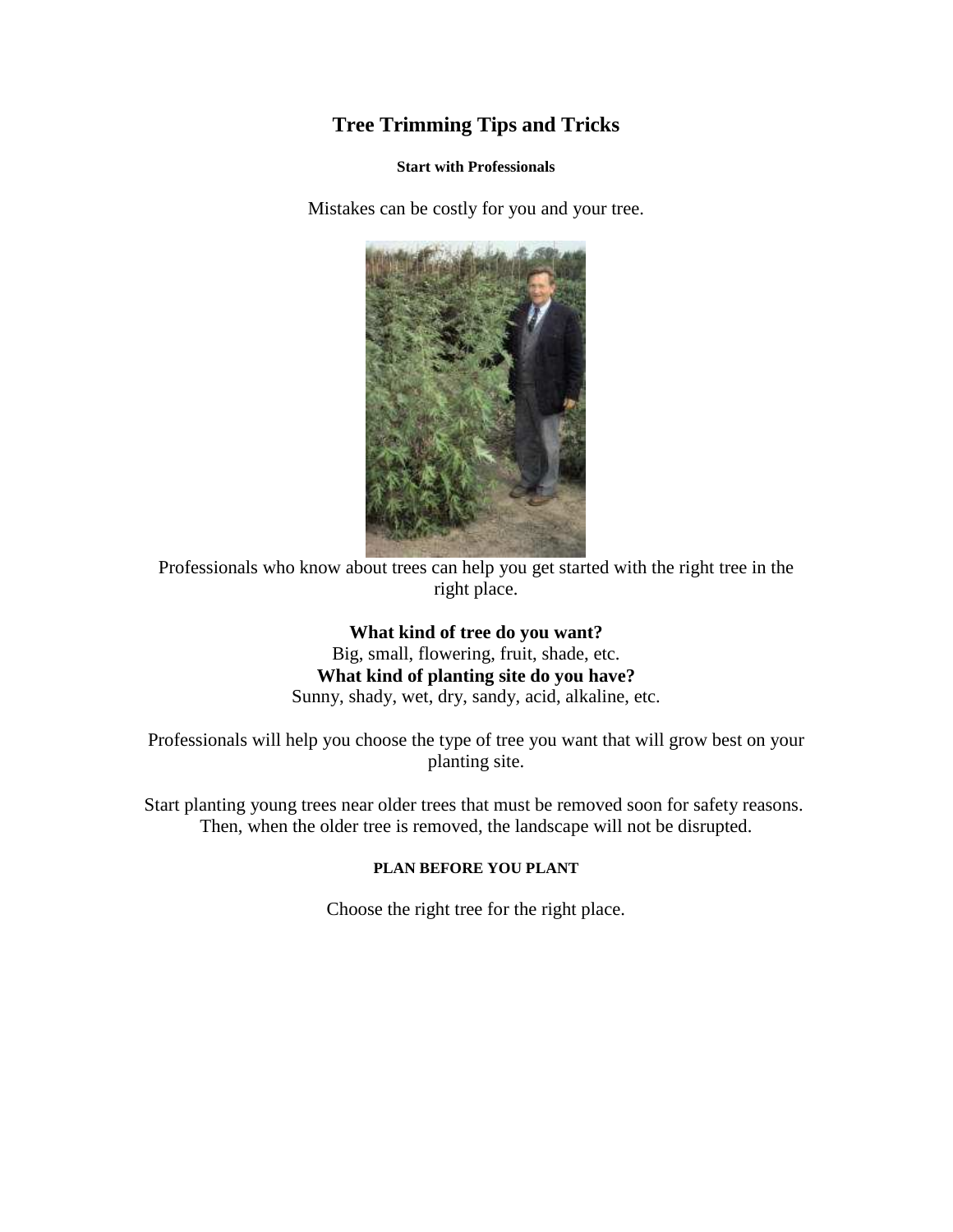# Tree Trimming Tips and Tricks

**Start with Professionals**

Mistakes can be costly for you and your tree.

Professionals who know about trees can help you get started with the right tree in the right place.

**What kind of tree do you want?**
Big, small, flowering, fruit, shade, etc.
**What kind of planting site do you have?**
Sunny, shady, wet, dry, sandy, acid, alkaline, etc.

Professionals will help you choose the type of tree you want that will grow best on your planting site.

Start planting young trees near older trees that must be removed soon for safety reasons. Then, when the older tree is removed, the landscape will not be disrupted.

**PLAN BEFORE YOU PLANT**

Choose the right tree for the right place.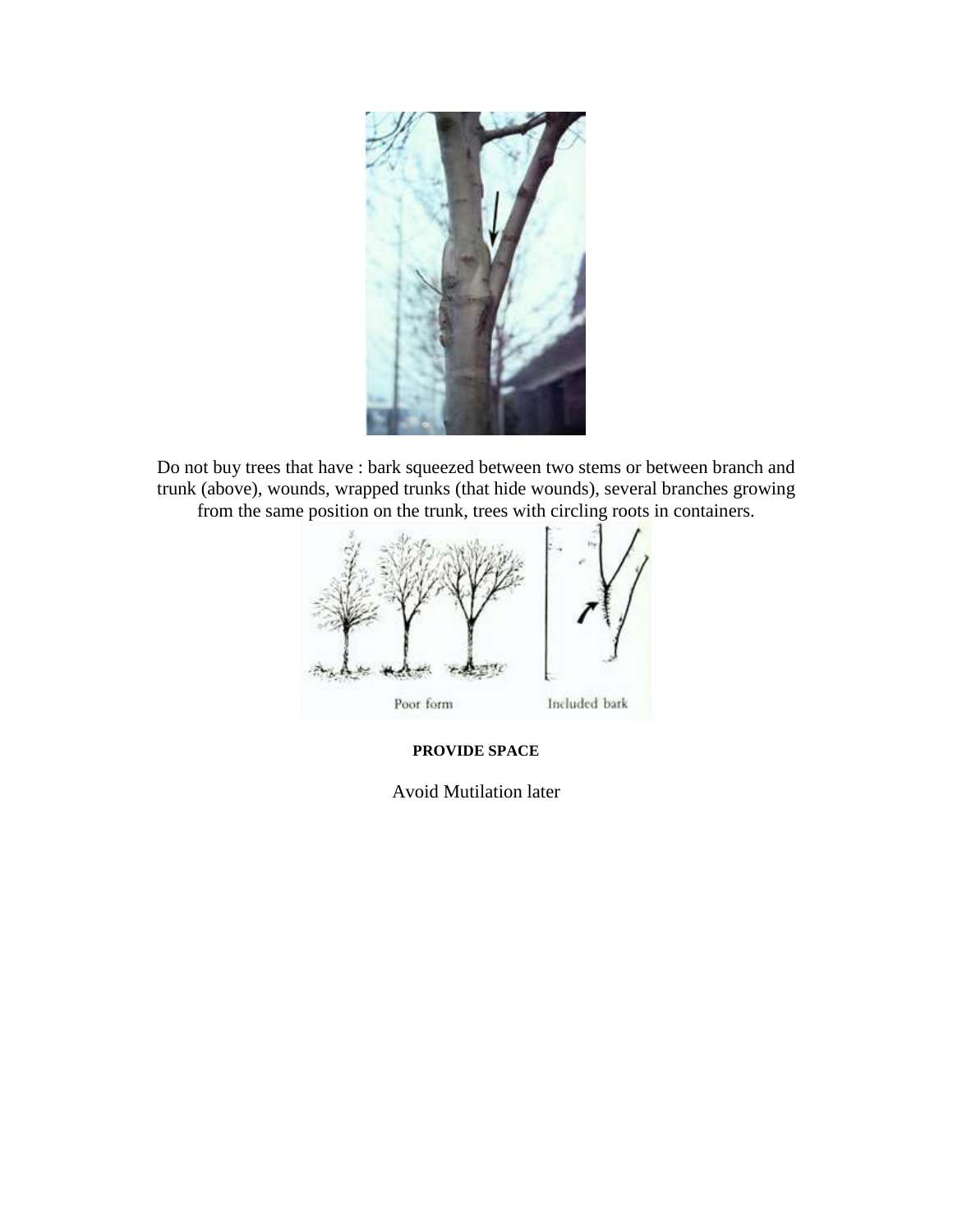Do not buy trees that have : bark squeezed between two stems or between branch and trunk (above), wounds, wrapped trunks (that hide wounds), several branches growing from the same position on the trunk, trees with circling roots in containers.

**PROVIDE SPACE**

Avoid Mutilation later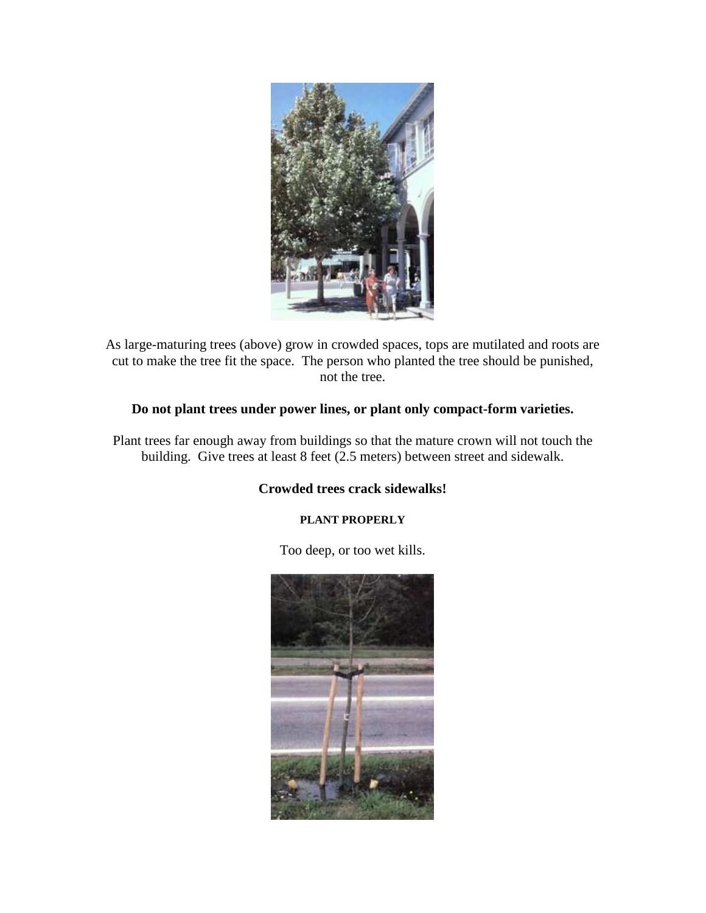As large-maturing trees (above) grow in crowded spaces, tops are mutilated and roots are cut to make the tree fit the space. The person who planted the tree should be punished, not the tree.

**Do not plant trees under power lines, or plant only compact-form varieties.**

Plant trees far enough away from buildings so that the mature crown will not touch the building. Give trees at least 8 feet (2.5 meters) between street and sidewalk.

**Crowded trees crack sidewalks!**

**PLANT PROPERLY**

Too deep, or too wet kills.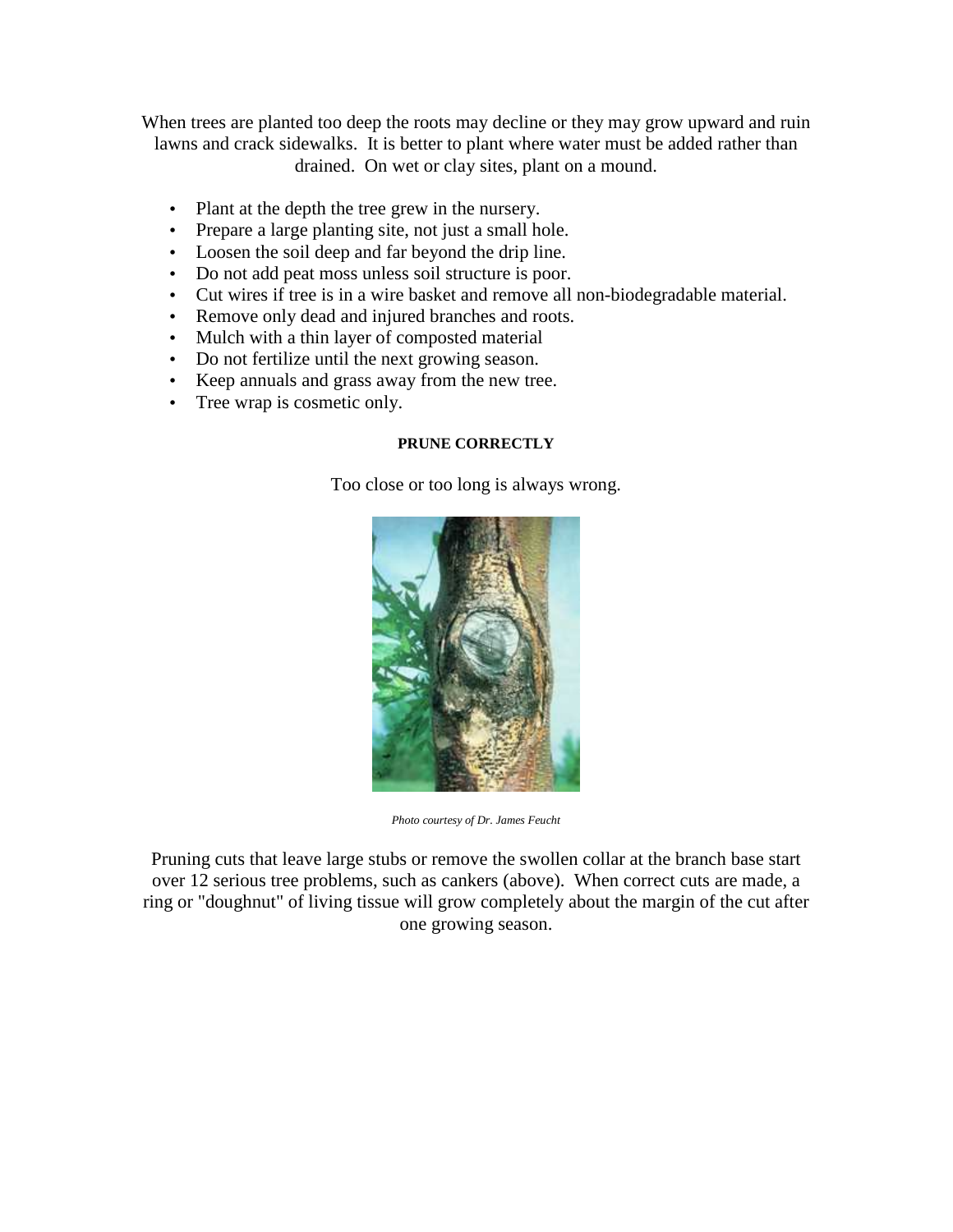When trees are planted too deep the roots may decline or they may grow upward and ruin lawns and crack sidewalks. It is better to plant where water must be added rather than drained. On wet or clay sites, plant on a mound.

- Plant at the depth the tree grew in the nursery.
- Prepare a large planting site, not just a small hole.
- Loosen the soil deep and far beyond the drip line.
- Do not add peat moss unless soil structure is poor.
- Cut wires if tree is in a wire basket and remove all non-biodegradable material.
- Remove only dead and injured branches and roots.
- Mulch with a thin layer of composted material
- Do not fertilize until the next growing season.
- Keep annuals and grass away from the new tree.
- Tree wrap is cosmetic only.

## PRUNE CORRECTLY

Too close or too long is always wrong.

*Photo courtesy of Dr. James Feucht*

Pruning cuts that leave large stubs or remove the swollen collar at the branch base start over 12 serious tree problems, such as cankers (above). When correct cuts are made, a ring or "doughnut" of living tissue will grow completely about the margin of the cut after one growing season.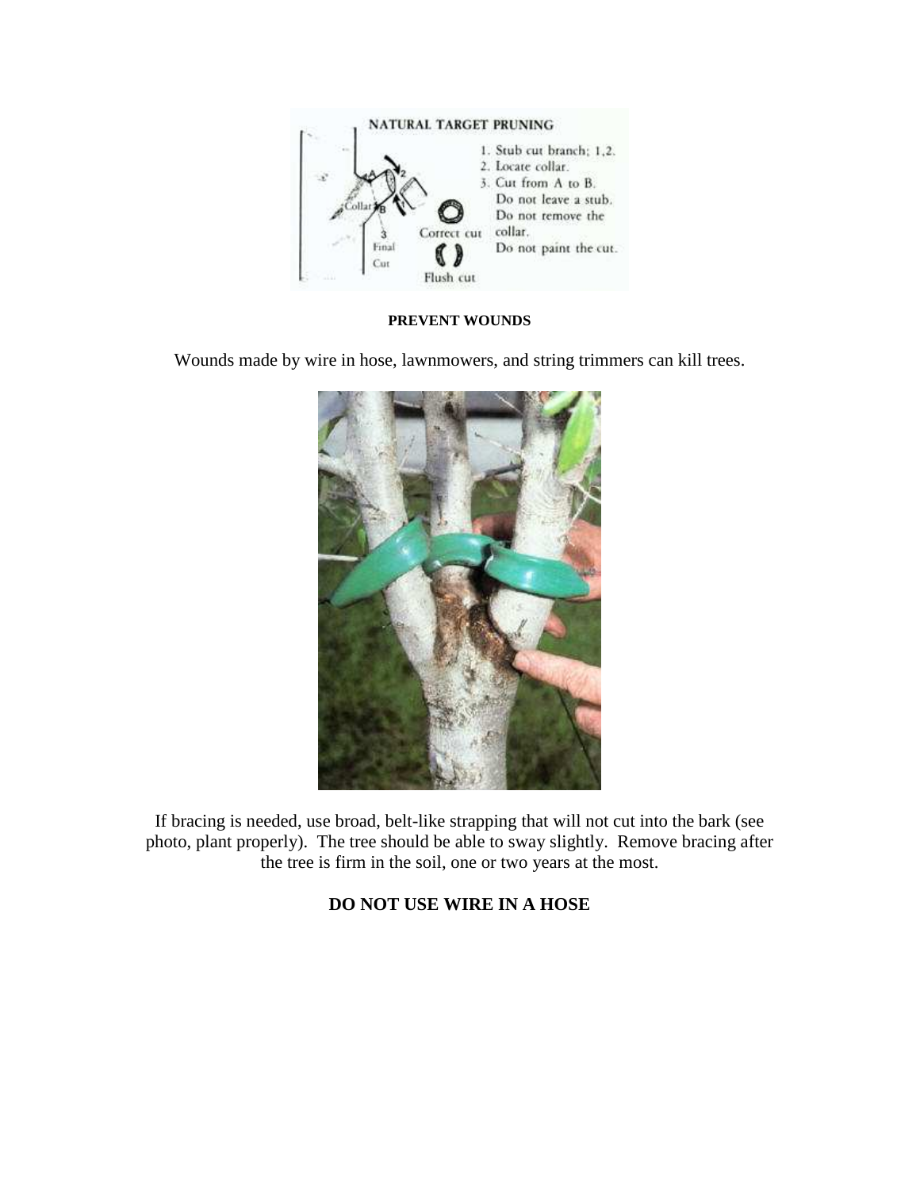**PREVENT WOUNDS**

Wounds made by wire in hose, lawnmowers, and string trimmers can kill trees.

If bracing is needed, use broad, belt-like strapping that will not cut into the bark (see photo, plant properly). The tree should be able to sway slightly. Remove bracing after the tree is firm in the soil, one or two years at the most.

**DO NOT USE WIRE IN A HOSE**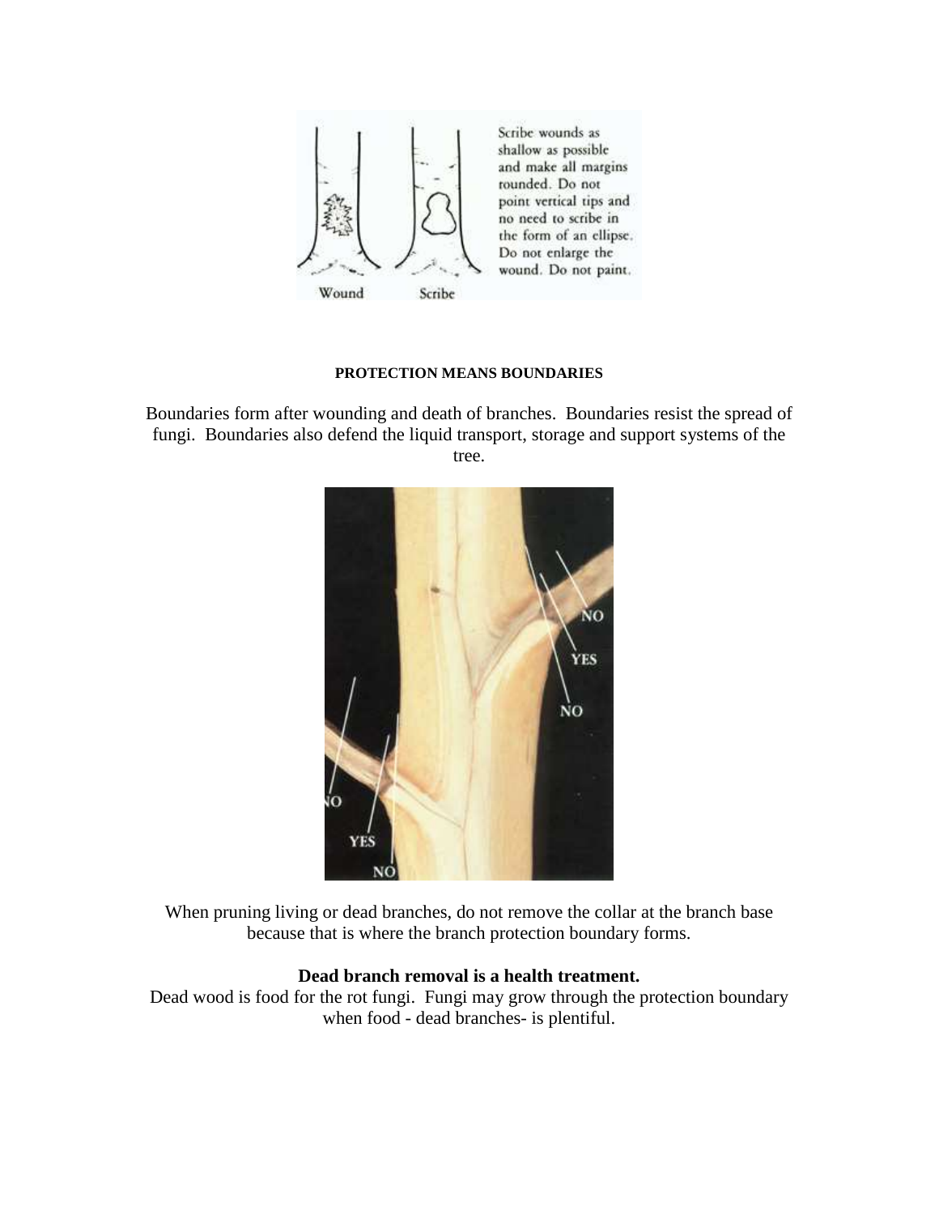**PROTECTION MEANS BOUNDARIES**

Boundaries form after wounding and death of branches. Boundaries resist the spread of fungi. Boundaries also defend the liquid transport, storage and support systems of the tree.

When pruning living or dead branches, do not remove the collar at the branch base because that is where the branch protection boundary forms.

**Dead branch removal is a health treatment.**

Dead wood is food for the rot fungi. Fungi may grow through the protection boundary when food - dead branches- is plentiful.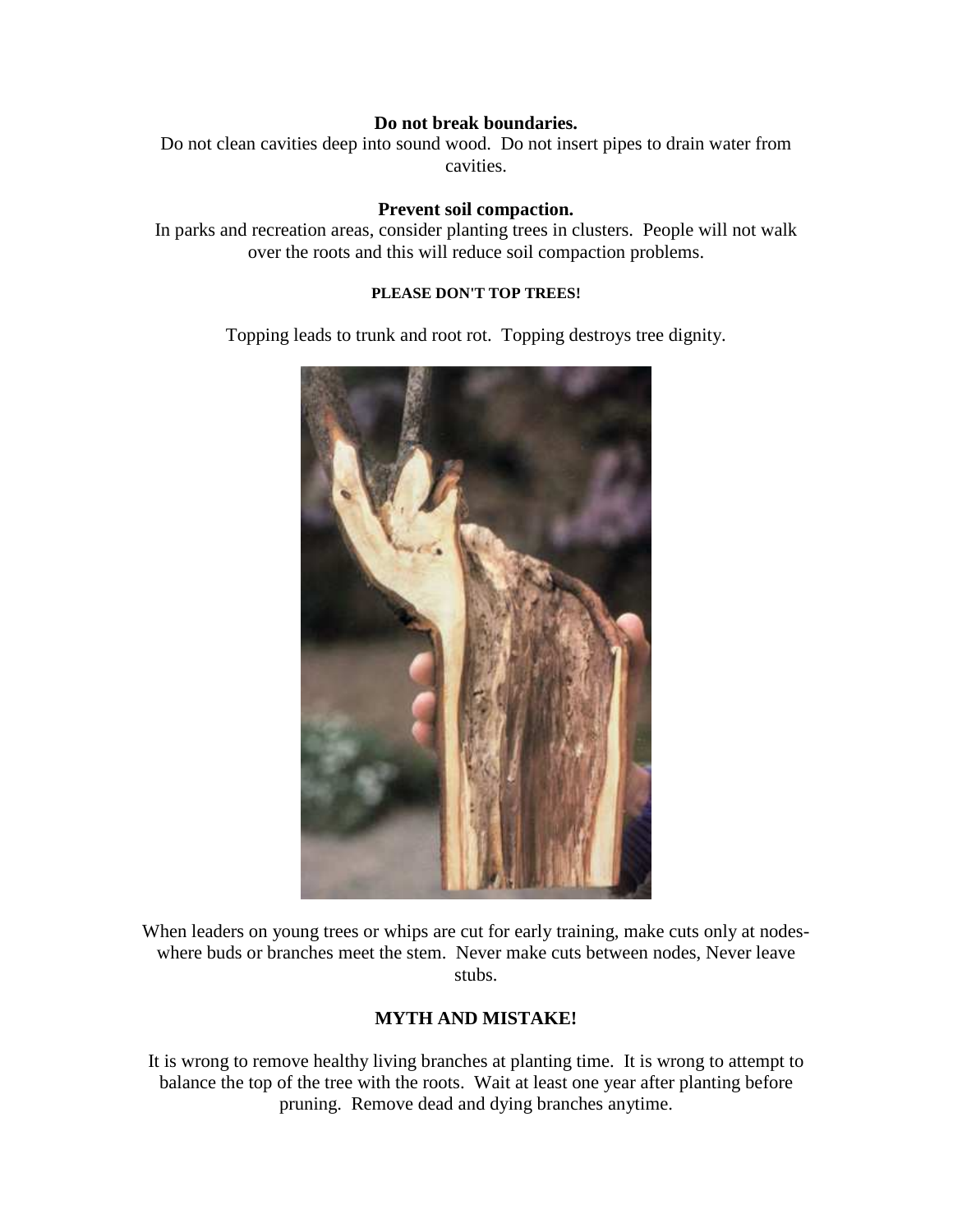**Do not break boundaries.**

Do not clean cavities deep into sound wood. Do not insert pipes to drain water from cavities.

**Prevent soil compaction.**

In parks and recreation areas, consider planting trees in clusters. People will not walk over the roots and this will reduce soil compaction problems.

**PLEASE DON'T TOP TREES!**

Topping leads to trunk and root rot. Topping destroys tree dignity.

When leaders on young trees or whips are cut for early training, make cuts only at nodes-where buds or branches meet the stem. Never make cuts between nodes, Never leave stubs.

**MYTH AND MISTAKE!**

It is wrong to remove healthy living branches at planting time. It is wrong to attempt to balance the top of the tree with the roots. Wait at least one year after planting before pruning. Remove dead and dying branches anytime.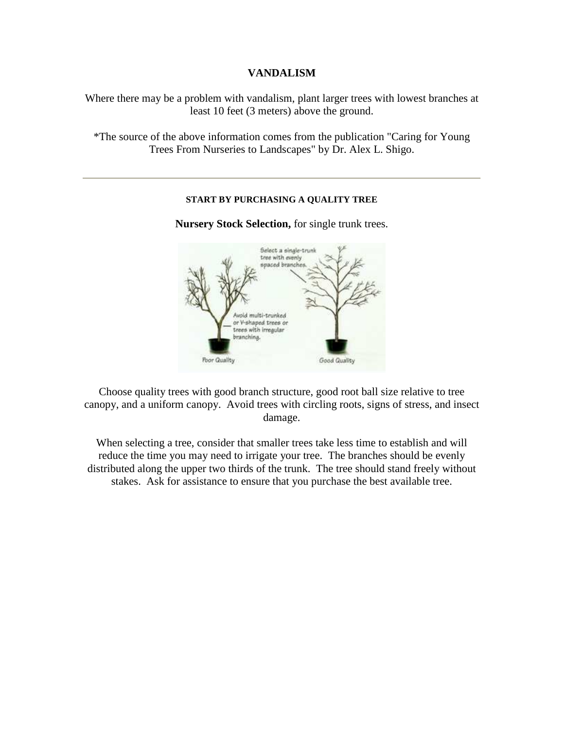## VANDALISM

Where there may be a problem with vandalism, plant larger trees with lowest branches at least 10 feet (3 meters) above the ground.

*The source of the above information comes from the publication "Caring for Young Trees From Nurseries to Landscapes" by Dr. Alex L. Shigo.

---

### START BY PURCHASING A QUALITY TREE

**Nursery Stock Selection,** for single trunk trees.

Choose quality trees with good branch structure, good root ball size relative to tree canopy, and a uniform canopy. Avoid trees with circling roots, signs of stress, and insect damage.

When selecting a tree, consider that smaller trees take less time to establish and will reduce the time you may need to irrigate your tree. The branches should be evenly distributed along the upper two thirds of the trunk. The tree should stand freely without stakes. Ask for assistance to ensure that you purchase the best available tree.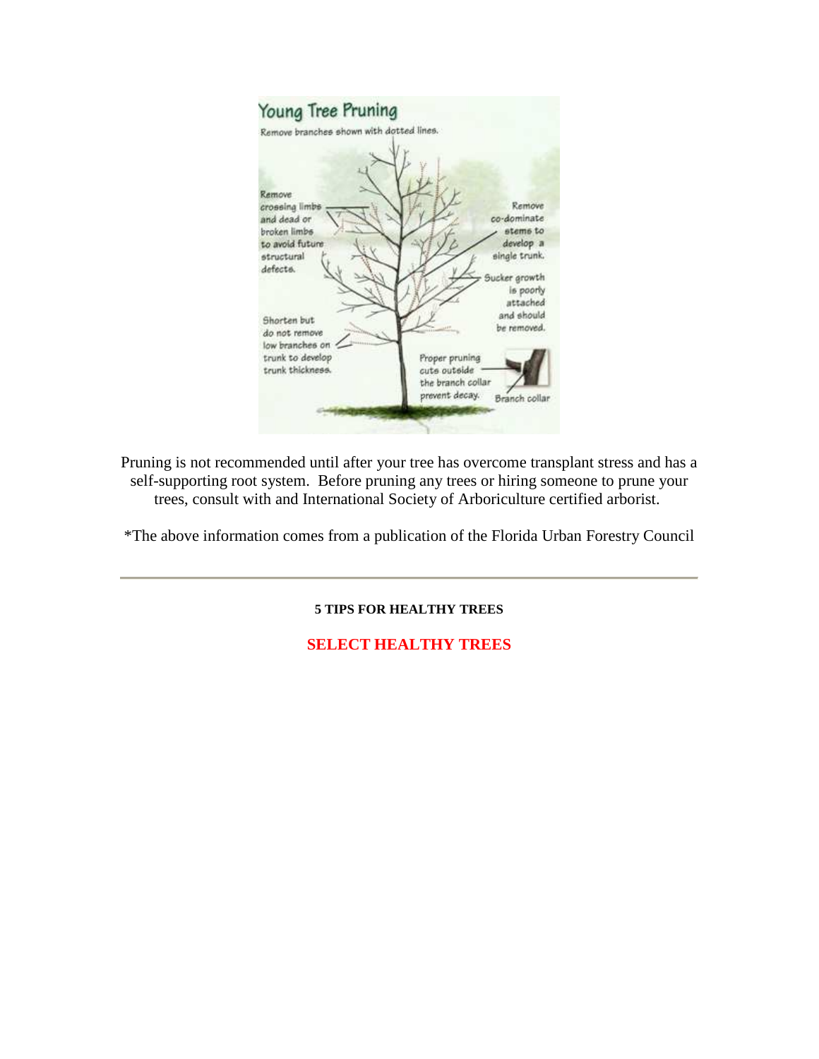## Young Tree Pruning

Remove branches shown with dotted lines.

- Remove crossing limbs and dead or broken limbs to avoid future structural defects.
- Remove co-dominate stems to develop a single trunk.
- Sucker growth is poorly attached and should be removed.
- Shorten but do not remove low branches on trunk to develop trunk thickness.
- Proper pruning cuts outside the branch collar prevent decay.

Branch collar

Pruning is not recommended until after your tree has overcome transplant stress and has a self-supporting root system. Before pruning any trees or hiring someone to prune your trees, consult with and International Society of Arboriculture certified arborist.

*The above information comes from a publication of the Florida Urban Forestry Council

---

**5 TIPS FOR HEALTHY TREES**

**SELECT HEALTHY TREES**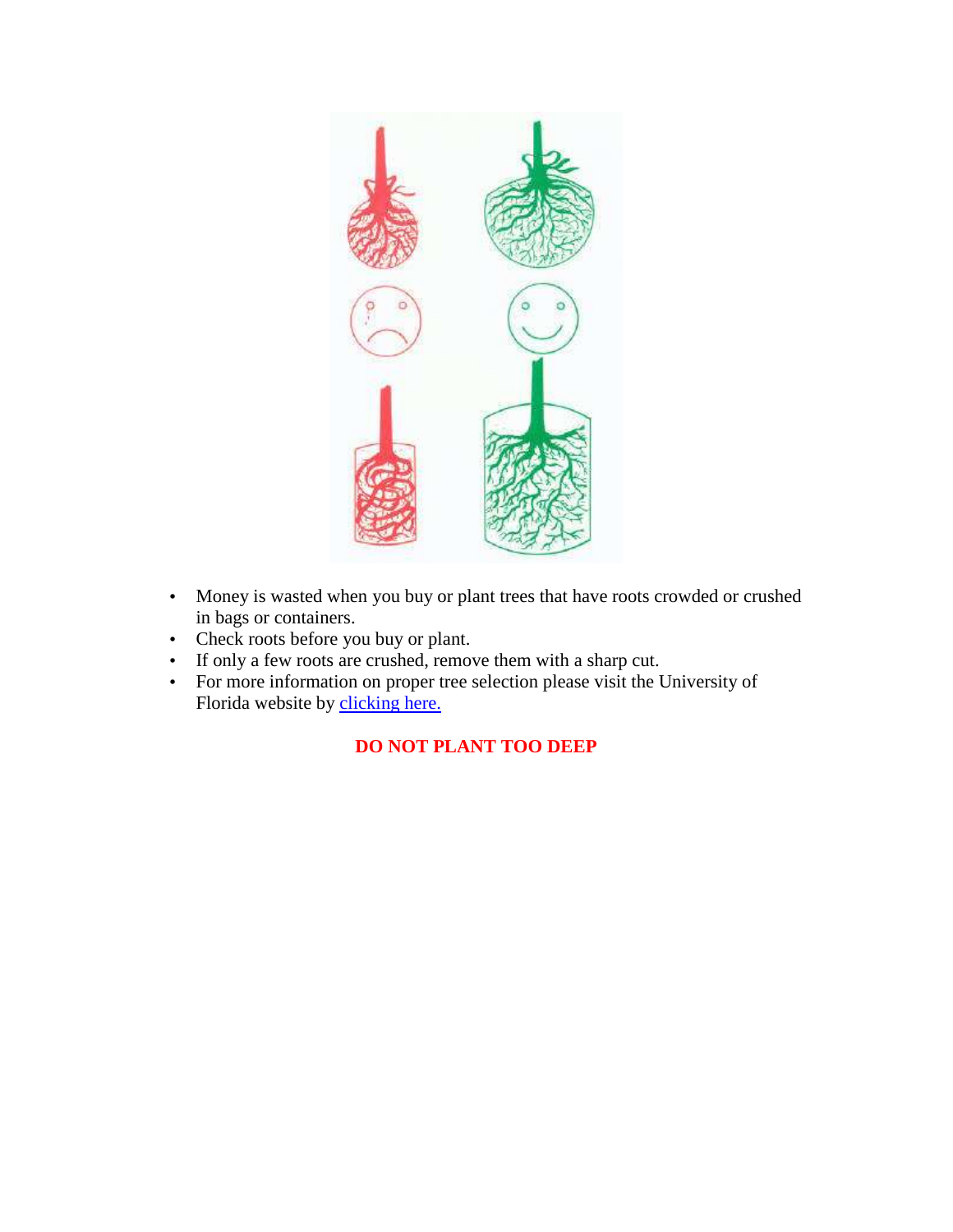- Money is wasted when you buy or plant trees that have roots crowded or crushed in bags or containers.
- Check roots before you buy or plant.
- If only a few roots are crushed, remove them with a sharp cut.
- For more information on proper tree selection please visit the University of Florida website by [clicking here.]()

**DO NOT PLANT TOO DEEP**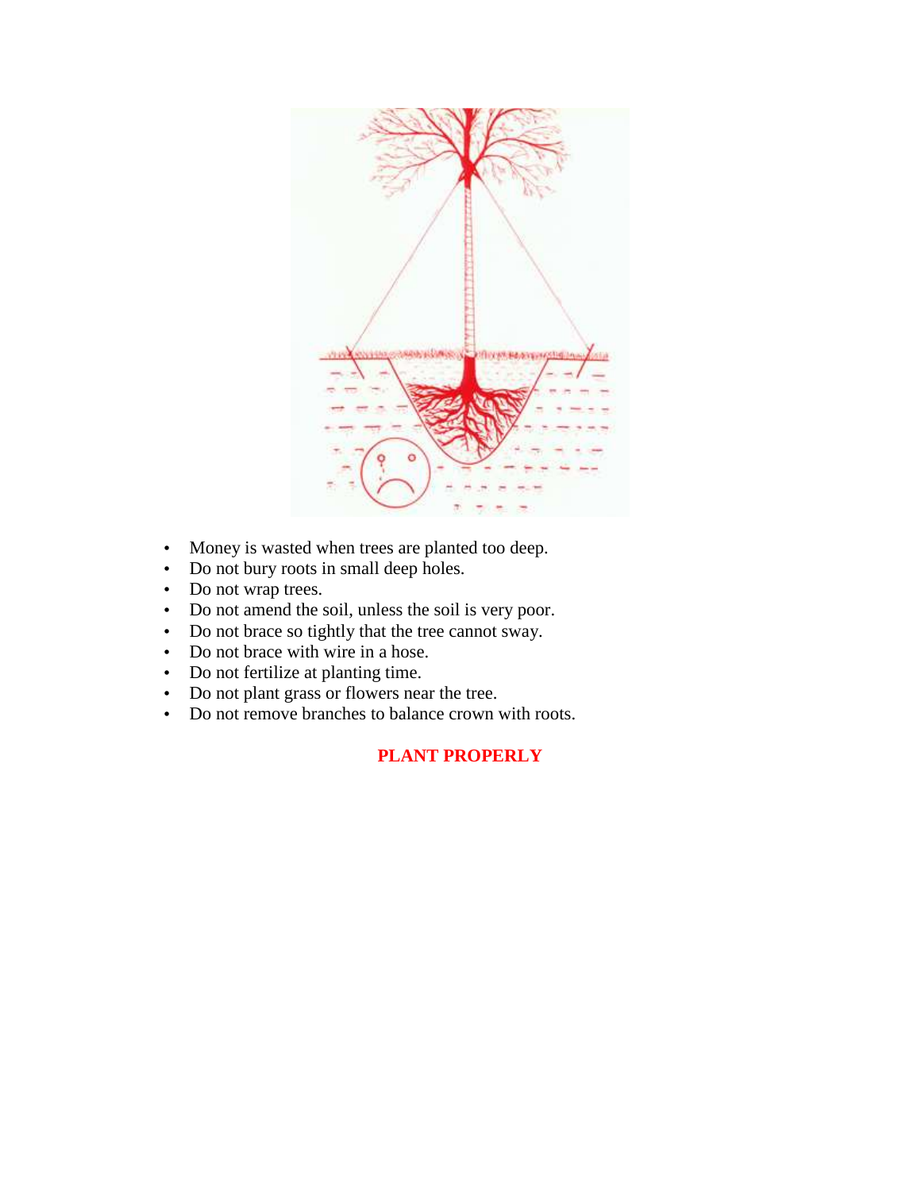- Money is wasted when trees are planted too deep.
- Do not bury roots in small deep holes.
- Do not wrap trees.
- Do not amend the soil, unless the soil is very poor.
- Do not brace so tightly that the tree cannot sway.
- Do not brace with wire in a hose.
- Do not fertilize at planting time.
- Do not plant grass or flowers near the tree.
- Do not remove branches to balance crown with roots.

**PLANT PROPERLY**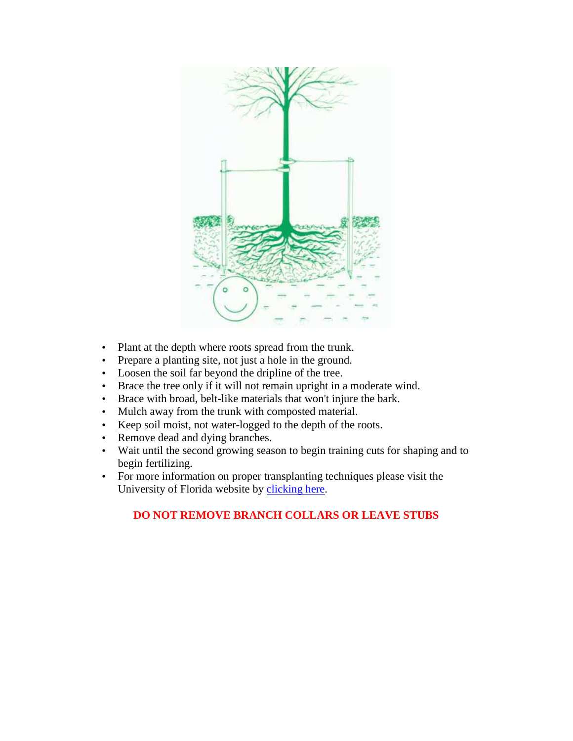- Plant at the depth where roots spread from the trunk.
- Prepare a planting site, not just a hole in the ground.
- Loosen the soil far beyond the dripline of the tree.
- Brace the tree only if it will not remain upright in a moderate wind.
- Brace with broad, belt-like materials that won't injure the bark.
- Mulch away from the trunk with composted material.
- Keep soil moist, not water-logged to the depth of the roots.
- Remove dead and dying branches.
- Wait until the second growing season to begin training cuts for shaping and to begin fertilizing.
- For more information on proper transplanting techniques please visit the University of Florida website by clicking here.

**DO NOT REMOVE BRANCH COLLARS OR LEAVE STUBS**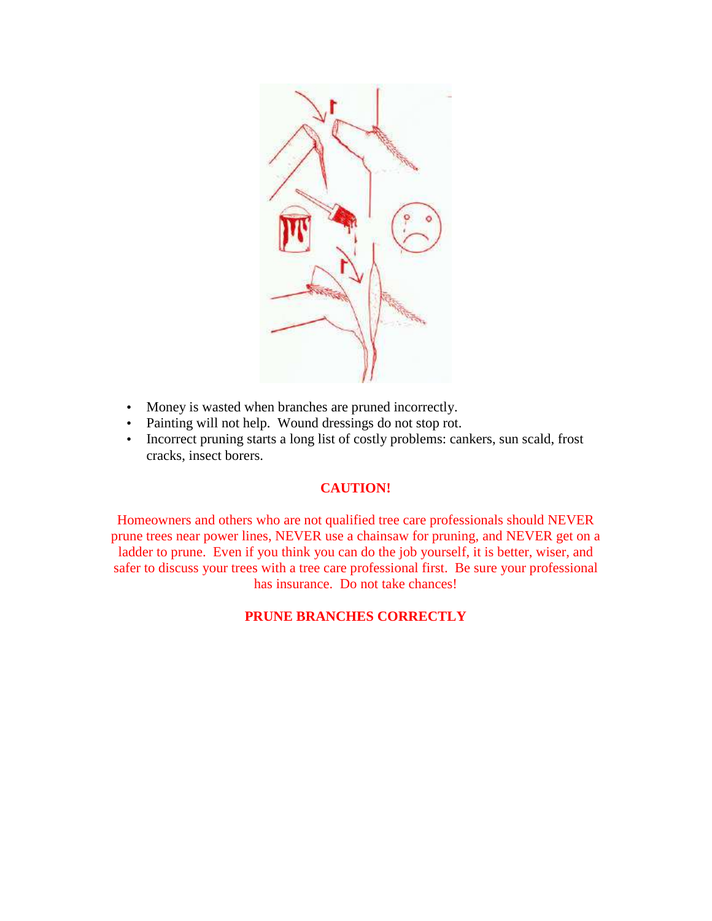- Money is wasted when branches are pruned incorrectly.
- Painting will not help.  Wound dressings do not stop rot.
- Incorrect pruning starts a long list of costly problems: cankers, sun scald, frost cracks, insect borers.

**CAUTION!**

Homeowners and others who are not qualified tree care professionals should NEVER prune trees near power lines, NEVER use a chainsaw for pruning, and NEVER get on a ladder to prune.  Even if you think you can do the job yourself, it is better, wiser, and safer to discuss your trees with a tree care professional first.  Be sure your professional has insurance.  Do not take chances!

**PRUNE BRANCHES CORRECTLY**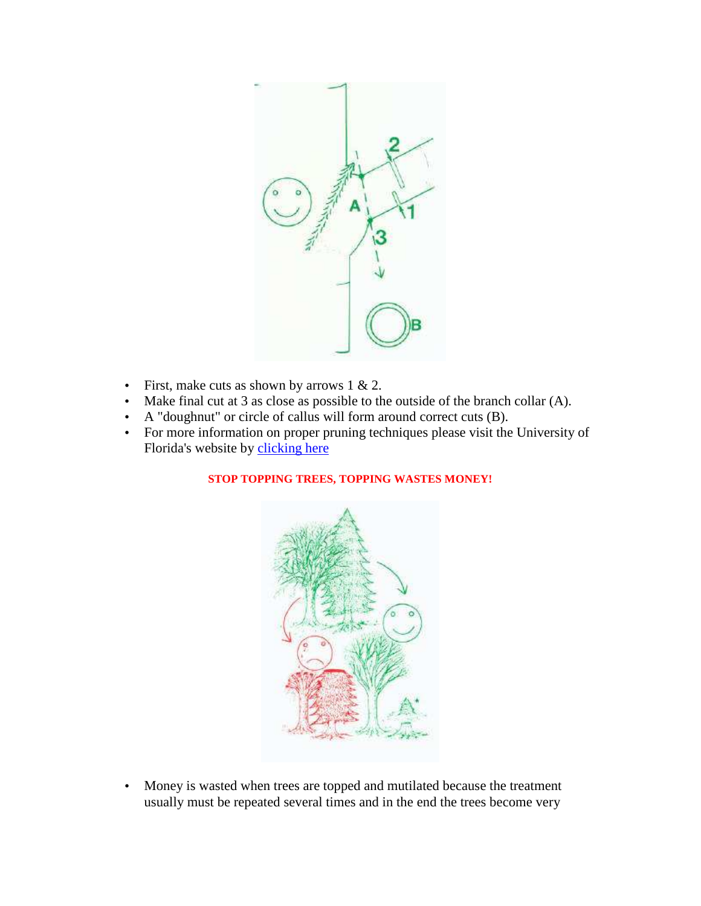- First, make cuts as shown by arrows 1 & 2.
- Make final cut at 3 as close as possible to the outside of the branch collar (A).
- A "doughnut" or circle of callus will form around correct cuts (B).
- For more information on proper pruning techniques please visit the University of Florida's website by clicking here

**STOP TOPPING TREES, TOPPING WASTES MONEY!**

- Money is wasted when trees are topped and mutilated because the treatment usually must be repeated several times and in the end the trees become very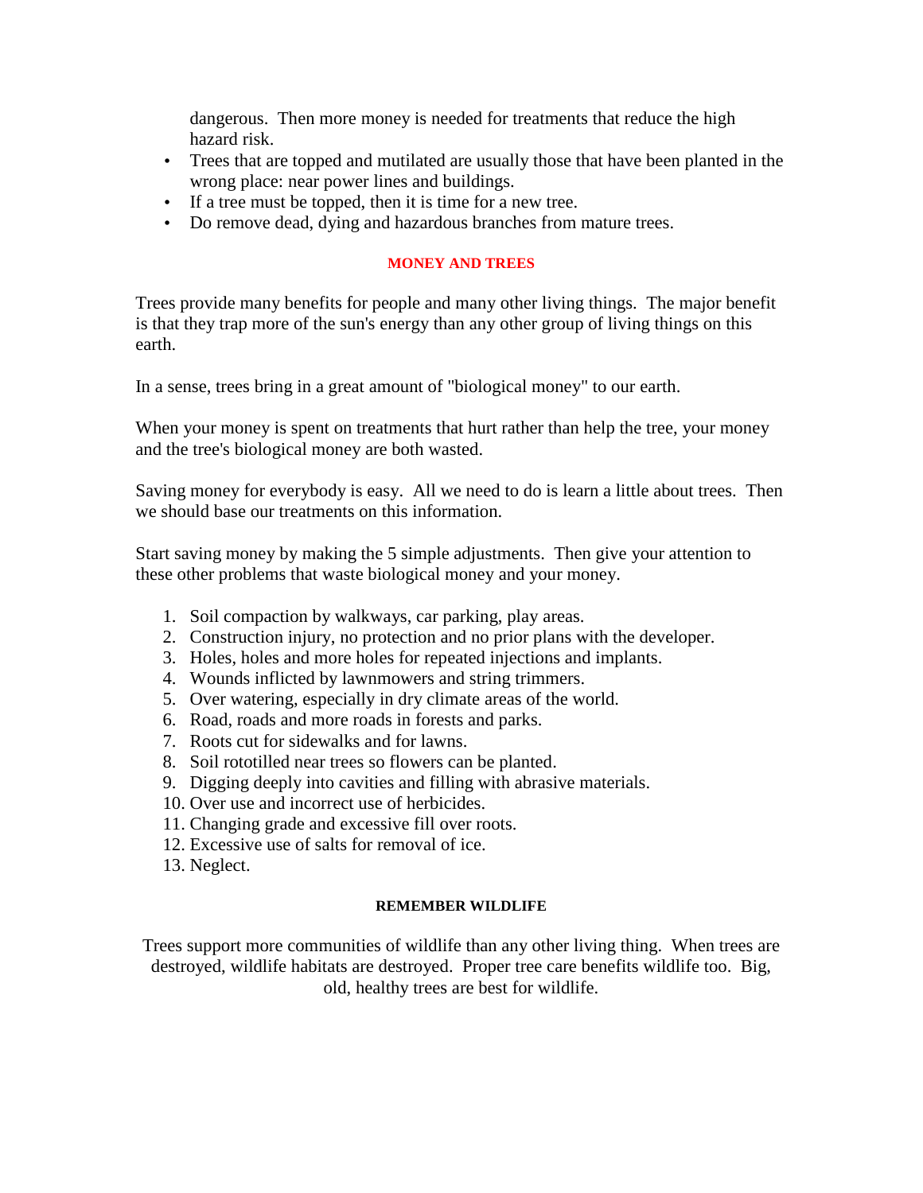dangerous. Then more money is needed for treatments that reduce the high hazard risk.

- Trees that are topped and mutilated are usually those that have been planted in the wrong place: near power lines and buildings.
- If a tree must be topped, then it is time for a new tree.
- Do remove dead, dying and hazardous branches from mature trees.

## MONEY AND TREES

Trees provide many benefits for people and many other living things. The major benefit is that they trap more of the sun's energy than any other group of living things on this earth.

In a sense, trees bring in a great amount of "biological money" to our earth.

When your money is spent on treatments that hurt rather than help the tree, your money and the tree's biological money are both wasted.

Saving money for everybody is easy. All we need to do is learn a little about trees. Then we should base our treatments on this information.

Start saving money by making the 5 simple adjustments. Then give your attention to these other problems that waste biological money and your money.

1. Soil compaction by walkways, car parking, play areas.
2. Construction injury, no protection and no prior plans with the developer.
3. Holes, holes and more holes for repeated injections and implants.
4. Wounds inflicted by lawnmowers and string trimmers.
5. Over watering, especially in dry climate areas of the world.
6. Road, roads and more roads in forests and parks.
7. Roots cut for sidewalks and for lawns.
8. Soil rototilled near trees so flowers can be planted.
9. Digging deeply into cavities and filling with abrasive materials.
10. Over use and incorrect use of herbicides.
11. Changing grade and excessive fill over roots.
12. Excessive use of salts for removal of ice.
13. Neglect.

## REMEMBER WILDLIFE

Trees support more communities of wildlife than any other living thing. When trees are destroyed, wildlife habitats are destroyed. Proper tree care benefits wildlife too. Big, old, healthy trees are best for wildlife.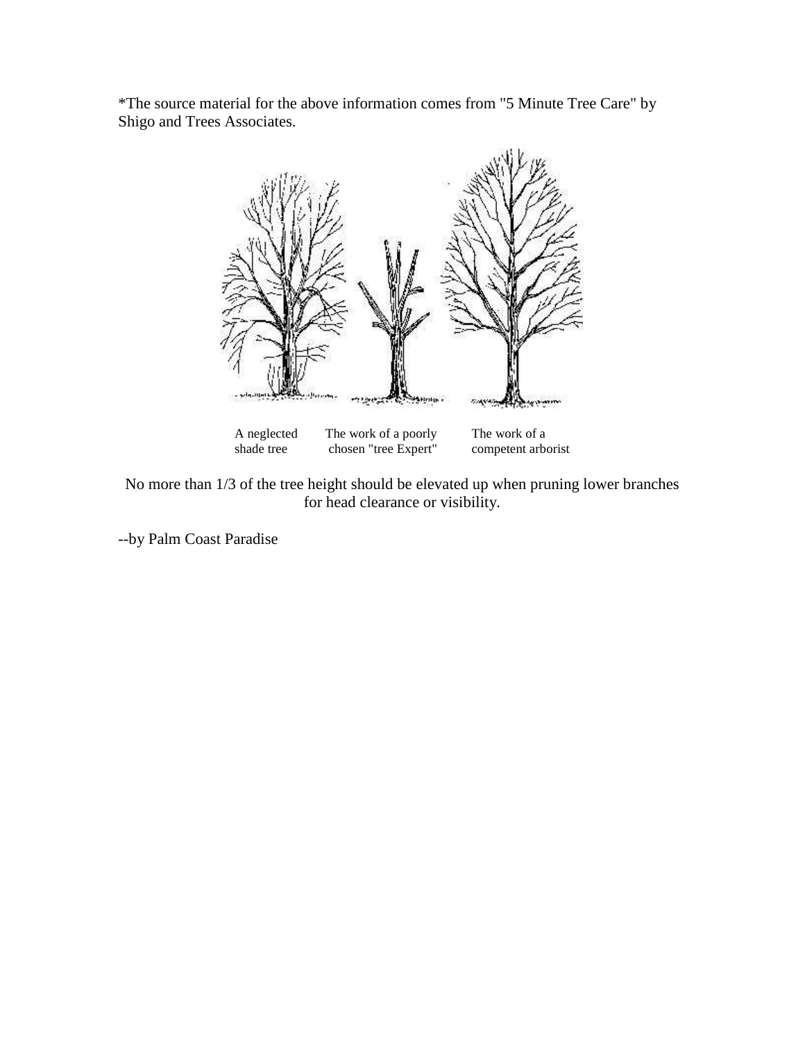*The source material for the above information comes from "5 Minute Tree Care" by Shigo and Trees Associates.

A neglected shade tree

The work of a poorly chosen "tree Expert"

The work of a competent arborist

No more than 1/3 of the tree height should be elevated up when pruning lower branches for head clearance or visibility.

--by Palm Coast Paradise